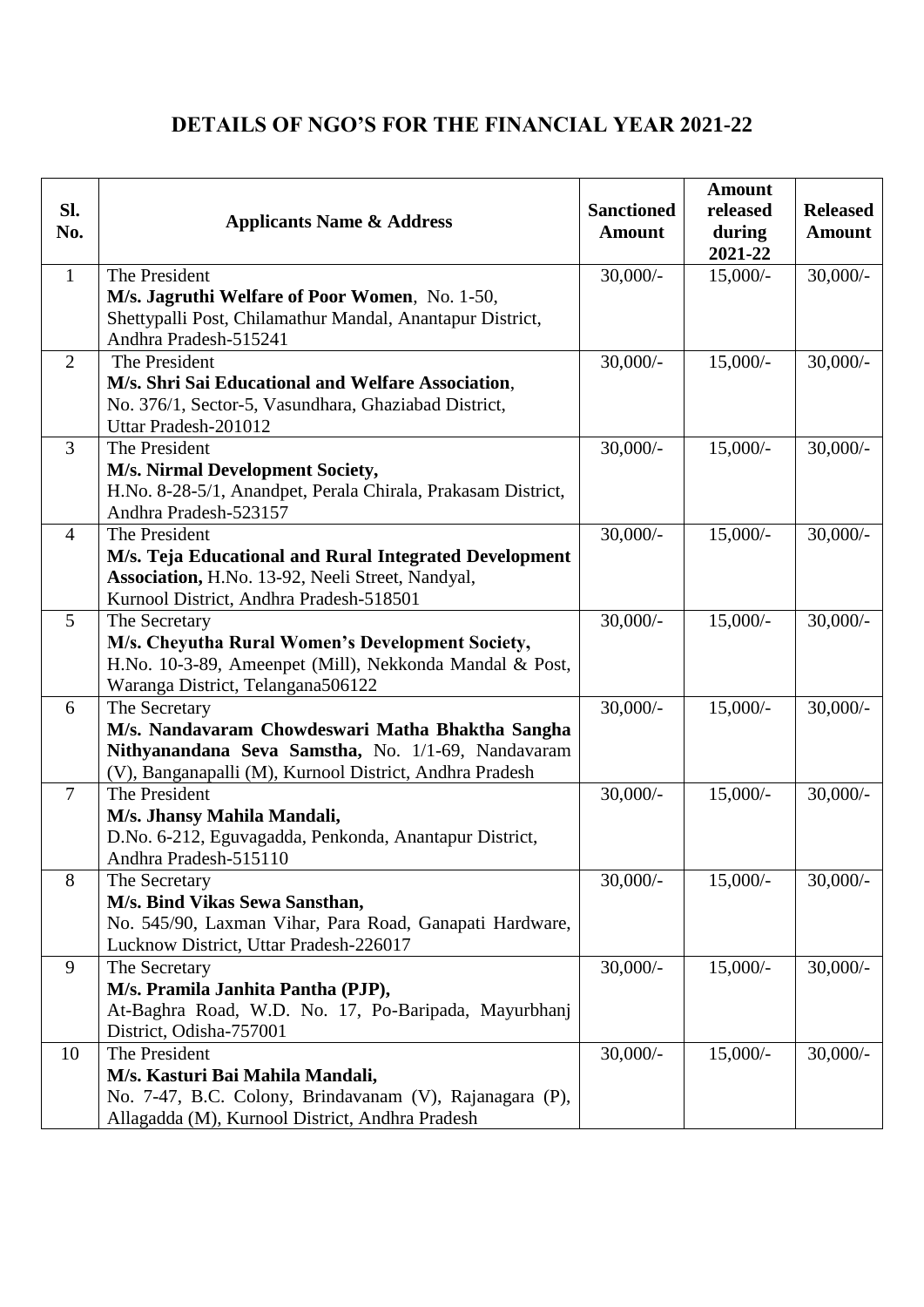# DETAILS OF NGO'S FOR THE FINANCIAL YEAR 2021-22

| Sl. No. | Applicants Name & Address | Sanctioned Amount | Amount released during 2021-22 | Released Amount |
|---|---|---|---|---|
| 1 | The President **M/s. Jagruthi Welfare of Poor Women**, No. 1-50, Shettypalli Post, Chilamathur Mandal, Anantapur District, Andhra Pradesh-515241 | 30,000/- | 15,000/- | 30,000/- |
| 2 | The President **M/s. Shri Sai Educational and Welfare Association**, No. 376/1, Sector-5, Vasundhara, Ghaziabad District, Uttar Pradesh-201012 | 30,000/- | 15,000/- | 30,000/- |
| 3 | The President **M/s. Nirmal Development Society,** H.No. 8-28-5/1, Anandpet, Perala Chirala, Prakasam District, Andhra Pradesh-523157 | 30,000/- | 15,000/- | 30,000/- |
| 4 | The President **M/s. Teja Educational and Rural Integrated Development Association,** H.No. 13-92, Neeli Street, Nandyal, Kurnool District, Andhra Pradesh-518501 | 30,000/- | 15,000/- | 30,000/- |
| 5 | The Secretary **M/s. Cheyutha Rural Women's Development Society,** H.No. 10-3-89, Ameenpet (Mill), Nekkonda Mandal & Post, Waranga District, Telangana506122 | 30,000/- | 15,000/- | 30,000/- |
| 6 | The Secretary **M/s. Nandavaram Chowdeswari Matha Bhaktha Sangha Nithyanandana Seva Samstha,** No. 1/1-69, Nandavaram (V), Banganapalli (M), Kurnool District, Andhra Pradesh | 30,000/- | 15,000/- | 30,000/- |
| 7 | The President **M/s. Jhansy Mahila Mandali,** D.No. 6-212, Eguvagadda, Penkonda, Anantapur District, Andhra Pradesh-515110 | 30,000/- | 15,000/- | 30,000/- |
| 8 | The Secretary **M/s. Bind Vikas Sewa Sansthan,** No. 545/90, Laxman Vihar, Para Road, Ganapati Hardware, Lucknow District, Uttar Pradesh-226017 | 30,000/- | 15,000/- | 30,000/- |
| 9 | The Secretary **M/s. Pramila Janhita Pantha (PJP),** At-Baghra Road, W.D. No. 17, Po-Baripada, Mayurbhanj District, Odisha-757001 | 30,000/- | 15,000/- | 30,000/- |
| 10 | The President **M/s. Kasturi Bai Mahila Mandali,** No. 7-47, B.C. Colony, Brindavanam (V), Rajanagara (P), Allagadda (M), Kurnool District, Andhra Pradesh | 30,000/- | 15,000/- | 30,000/- |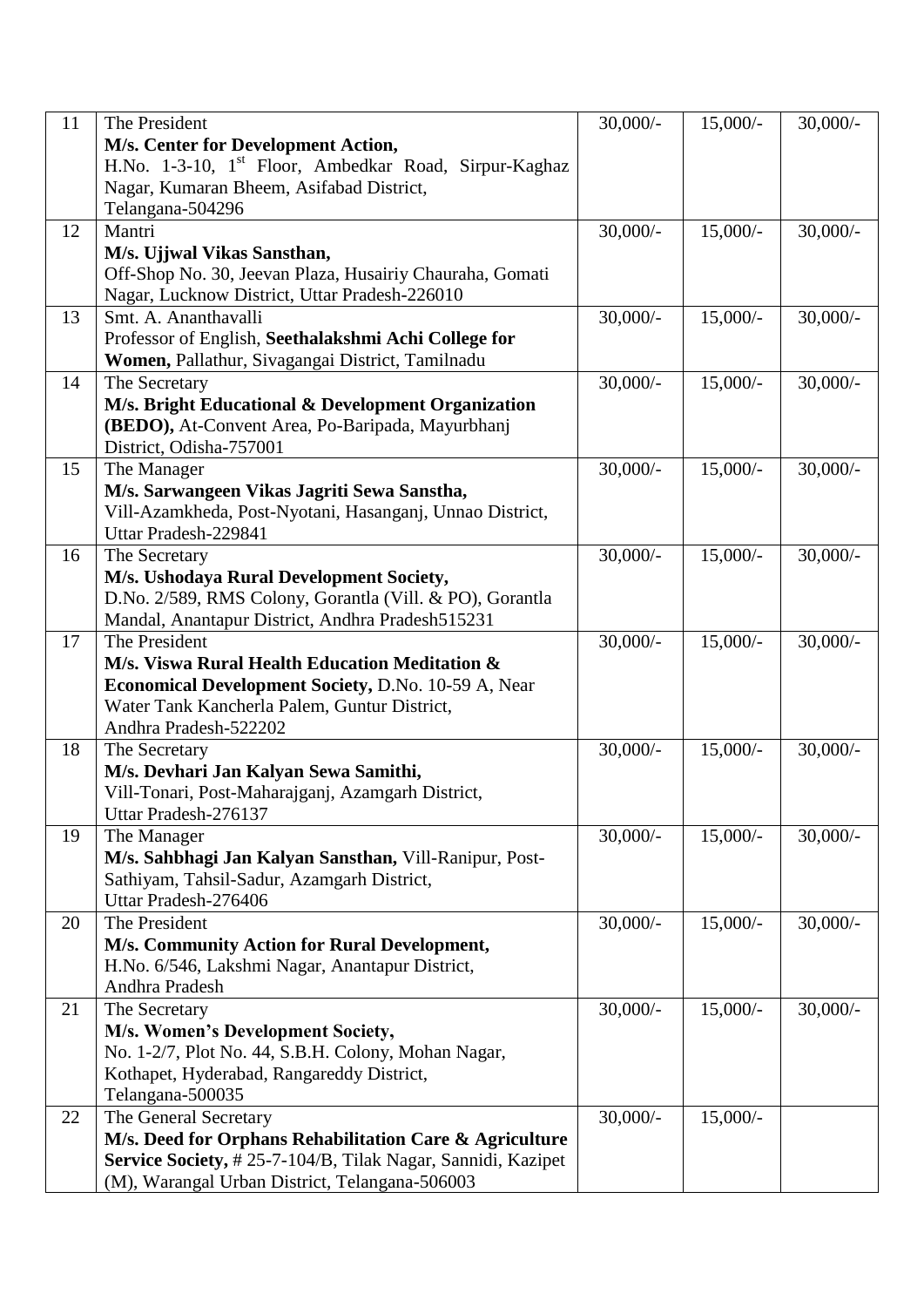| 11 | The President<br>**M/s. Center for Development Action,**<br>H.No. 1-3-10, 1st Floor, Ambedkar Road, Sirpur-Kaghaz Nagar, Kumaran Bheem, Asifabad District, Telangana-504296 | 30,000/- | 15,000/- | 30,000/- |
|---|---|---|---|---|
| 12 | Mantri<br>**M/s. Ujjwal Vikas Sansthan,**<br>Off-Shop No. 30, Jeevan Plaza, Husairiy Chauraha, Gomati Nagar, Lucknow District, Uttar Pradesh-226010 | 30,000/- | 15,000/- | 30,000/- |
| 13 | Smt. A. Ananthavalli<br>Professor of English, **Seethalakshmi Achi College for Women,** Pallathur, Sivagangai District, Tamilnadu | 30,000/- | 15,000/- | 30,000/- |
| 14 | The Secretary<br>**M/s. Bright Educational & Development Organization (BEDO),** At-Convent Area, Po-Baripada, Mayurbhanj District, Odisha-757001 | 30,000/- | 15,000/- | 30,000/- |
| 15 | The Manager<br>**M/s. Sarwangeen Vikas Jagriti Sewa Sanstha,**<br>Vill-Azamkheda, Post-Nyotani, Hasanganj, Unnao District, Uttar Pradesh-229841 | 30,000/- | 15,000/- | 30,000/- |
| 16 | The Secretary<br>**M/s. Ushodaya Rural Development Society,**<br>D.No. 2/589, RMS Colony, Gorantla (Vill. & PO), Gorantla Mandal, Anantapur District, Andhra Pradesh515231 | 30,000/- | 15,000/- | 30,000/- |
| 17 | The President<br>**M/s. Viswa Rural Health Education Meditation & Economical Development Society,** D.No. 10-59 A, Near Water Tank Kancherla Palem, Guntur District, Andhra Pradesh-522202 | 30,000/- | 15,000/- | 30,000/- |
| 18 | The Secretary<br>**M/s. Devhari Jan Kalyan Sewa Samithi,**<br>Vill-Tonari, Post-Maharajganj, Azamgarh District, Uttar Pradesh-276137 | 30,000/- | 15,000/- | 30,000/- |
| 19 | The Manager<br>**M/s. Sahbhagi Jan Kalyan Sansthan,** Vill-Ranipur, Post-Sathiyam, Tahsil-Sadur, Azamgarh District, Uttar Pradesh-276406 | 30,000/- | 15,000/- | 30,000/- |
| 20 | The President<br>**M/s. Community Action for Rural Development,**<br>H.No. 6/546, Lakshmi Nagar, Anantapur District, Andhra Pradesh | 30,000/- | 15,000/- | 30,000/- |
| 21 | The Secretary<br>**M/s. Women's Development Society,**<br>No. 1-2/7, Plot No. 44, S.B.H. Colony, Mohan Nagar, Kothapet, Hyderabad, Rangareddy District, Telangana-500035 | 30,000/- | 15,000/- | 30,000/- |
| 22 | The General Secretary<br>**M/s. Deed for Orphans Rehabilitation Care & Agriculture Service Society,** # 25-7-104/B, Tilak Nagar, Sannidi, Kazipet (M), Warangal Urban District, Telangana-506003 | 30,000/- | 15,000/- | |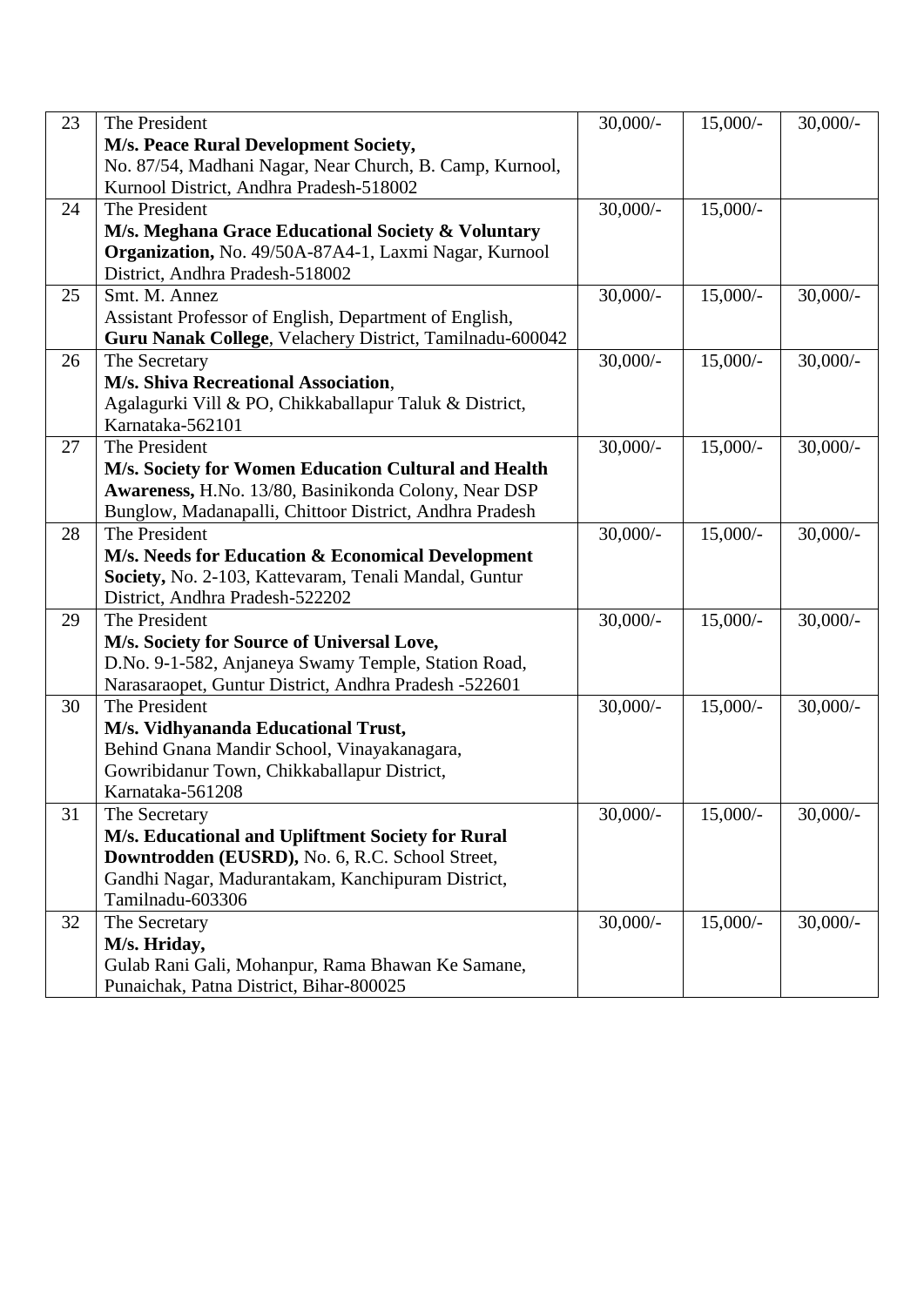| | | | | |
|---|---|---|---|---|
| 23 | The President<br>**M/s. Peace Rural Development Society,**<br>No. 87/54, Madhani Nagar, Near Church, B. Camp, Kurnool, Kurnool District, Andhra Pradesh-518002 | 30,000/- | 15,000/- | 30,000/- |
| 24 | The President<br>**M/s. Meghana Grace Educational Society & Voluntary Organization,** No. 49/50A-87A4-1, Laxmi Nagar, Kurnool District, Andhra Pradesh-518002 | 30,000/- | 15,000/- | |
| 25 | Smt. M. Annez<br>Assistant Professor of English, Department of English, **Guru Nanak College**, Velachery District, Tamilnadu-600042 | 30,000/- | 15,000/- | 30,000/- |
| 26 | The Secretary<br>**M/s. Shiva Recreational Association**,<br>Agalagurki Vill & PO, Chikkaballapur Taluk & District, Karnataka-562101 | 30,000/- | 15,000/- | 30,000/- |
| 27 | The President<br>**M/s. Society for Women Education Cultural and Health Awareness,** H.No. 13/80, Basinikonda Colony, Near DSP Bunglow, Madanapalli, Chittoor District, Andhra Pradesh | 30,000/- | 15,000/- | 30,000/- |
| 28 | The President<br>**M/s. Needs for Education & Economical Development Society,** No. 2-103, Kattevaram, Tenali Mandal, Guntur District, Andhra Pradesh-522202 | 30,000/- | 15,000/- | 30,000/- |
| 29 | The President<br>**M/s. Society for Source of Universal Love,**<br>D.No. 9-1-582, Anjaneya Swamy Temple, Station Road, Narasaraopet, Guntur District, Andhra Pradesh -522601 | 30,000/- | 15,000/- | 30,000/- |
| 30 | The President<br>**M/s. Vidhyananda Educational Trust,**<br>Behind Gnana Mandir School, Vinayakanagara, Gowribidanur Town, Chikkaballapur District, Karnataka-561208 | 30,000/- | 15,000/- | 30,000/- |
| 31 | The Secretary<br>**M/s. Educational and Upliftment Society for Rural Downtrodden (EUSRD),** No. 6, R.C. School Street, Gandhi Nagar, Madurantakam, Kanchipuram District, Tamilnadu-603306 | 30,000/- | 15,000/- | 30,000/- |
| 32 | The Secretary<br>**M/s. Hriday,**<br>Gulab Rani Gali, Mohanpur, Rama Bhawan Ke Samane, Punaichak, Patna District, Bihar-800025 | 30,000/- | 15,000/- | 30,000/- |